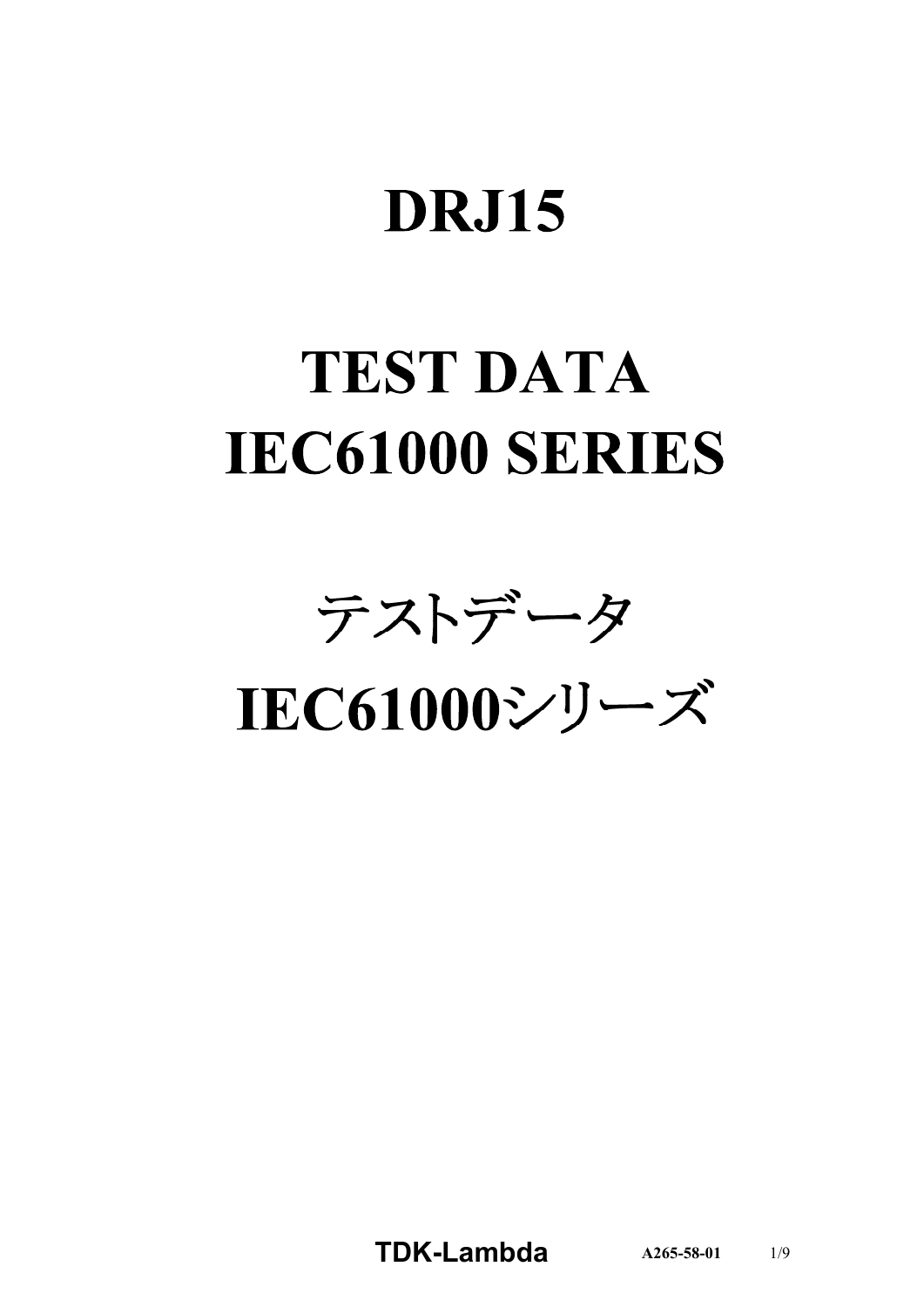# DRJ15

# TEST DATA
# IEC61000 SERIES

# テストデータ
# IEC61000シリーズ

**TDK-Lambda** A265-58-01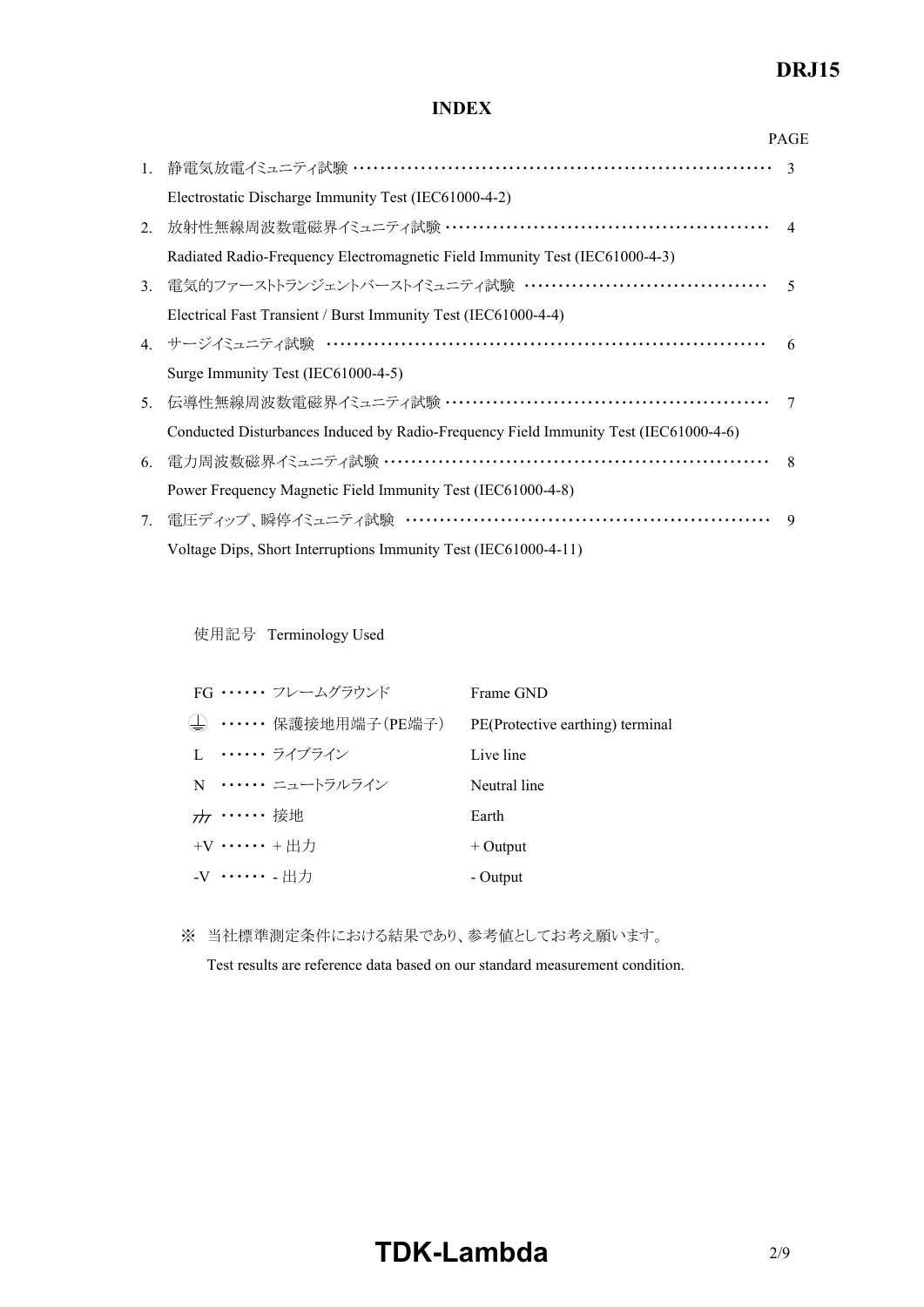# INDEX

| | | PAGE |
|---|---|---|
| 1. | 静電気放電イミュニティ試験 ・・・・・・・・・・・・・・・・・・・・・・・・・・・・・・・・・・・・・・・・・・・・・・・・・・・・・・・・・・・・<br>Electrostatic Discharge Immunity Test (IEC61000-4-2) | 3 |
| 2. | 放射性無線周波数電磁界イミュニティ試験 ・・・・・・・・・・・・・・・・・・・・・・・・・・・・・・・・・・・・・・・・・・・・・・・<br>Radiated Radio-Frequency Electromagnetic Field Immunity Test (IEC61000-4-3) | 4 |
| 3. | 電気的ファーストトランジェントバーストイミュニティ試験 ・・・・・・・・・・・・・・・・・・・・・・・・・・・・・・・・・・<br>Electrical Fast Transient / Burst Immunity Test (IEC61000-4-4) | 5 |
| 4. | サージイミュニティ試験 ・・・・・・・・・・・・・・・・・・・・・・・・・・・・・・・・・・・・・・・・・・・・・・・・・・・・・・・・・・・・・・・<br>Surge Immunity Test (IEC61000-4-5) | 6 |
| 5. | 伝導性無線周波数電磁界イミュニティ試験 ・・・・・・・・・・・・・・・・・・・・・・・・・・・・・・・・・・・・・・・・・・・・・・・<br>Conducted Disturbances Induced by Radio-Frequency Field Immunity Test (IEC61000-4-6) | 7 |
| 6. | 電力周波数磁界イミュニティ試験 ・・・・・・・・・・・・・・・・・・・・・・・・・・・・・・・・・・・・・・・・・・・・・・・・・・・・・・・・<br>Power Frequency Magnetic Field Immunity Test (IEC61000-4-8) | 8 |
| 7. | 電圧ディップ、瞬停イミュニティ試験 ・・・・・・・・・・・・・・・・・・・・・・・・・・・・・・・・・・・・・・・・・・・・・・・・・・・・<br>Voltage Dips, Short Interruptions Immunity Test (IEC61000-4-11) | 9 |

使用記号　Terminology Used

| | | |
|---|---|---|
| FG | ・・・・・・ フレームグラウンド | Frame GND |
| ⏚ | ・・・・・・ 保護接地用端子（PE端子） | PE(Protective earthing) terminal |
| L | ・・・・・・ ライブライン | Live line |
| N | ・・・・・・ ニュートラルライン | Neutral line |
| ⏚ | ・・・・・・ 接地 | Earth |
| +V | ・・・・・・ + 出力 | + Output |
| -V | ・・・・・・ - 出力 | - Output |

※ 当社標準測定条件における結果であり、参考値としてお考え願います。

Test results are reference data based on our standard measurement condition.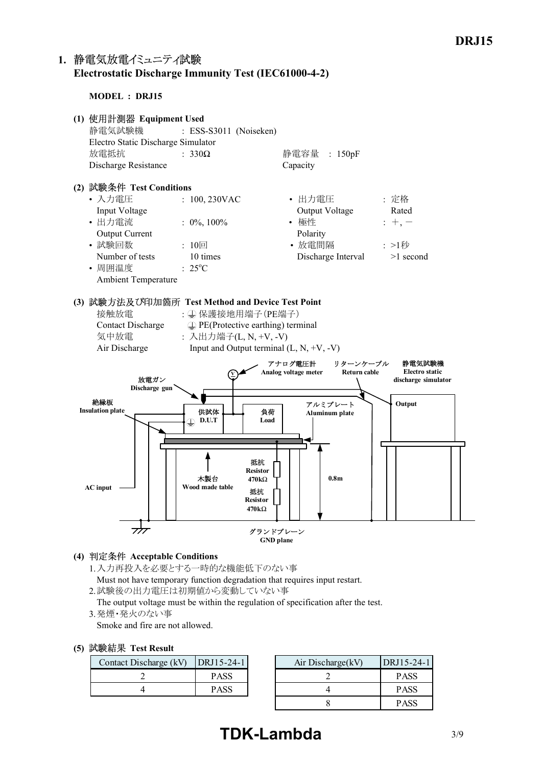## 1. 静電気放電イミュニティ試験 Electrostatic Discharge Immunity Test (IEC61000-4-2)

**MODEL : DRJ15**

**(1) 使用計測器 Equipment Used**

静電気試験機 : ESS-S3011 (Noiseken)
Electro Static Discharge Simulator

放電抵抗 : 330Ω　　静電容量 : 150pF
Discharge Resistance　　Capacity

**(2) 試験条件 Test Conditions**

- 入力電圧 Input Voltage : 100, 230VAC
- 出力電圧 Output Voltage : 定格 Rated
- 出力電流 Output Current : 0%, 100%
- 極性 Polarity : +, −
- 試験回数 Number of tests : 10回 10 times
- 放電間隔 Discharge Interval : >1秒 >1 second
- 周囲温度 Ambient Temperature : 25°C

**(3) 試験方法及び印加箇所 Test Method and Device Test Point**

接触放電 Contact Discharge : ⏚ 保護接地用端子（PE端子） ⏚ PE(Protective earthing) terminal

気中放電 Air Discharge : 入出力端子(L, N, +V, -V) Input and Output terminal (L, N, +V, -V)

アナログ電圧計 Analog voltage meter
リターンケーブル Return cable
静電気試験機 Electro static discharge simulator
放電ガン Discharge gun
絶縁板 Insulation plate
供試体 D.U.T
負荷 Load
アルミプレート Aluminum plate
Output
抵抗 Resistor 470kΩ
抵抗 Resistor 470kΩ
木製台 Wood made table
AC input
0.8m
グランドプレーン GND plane

**(4) 判定条件 Acceptable Conditions**

1. 入力再投入を必要とする一時的な機能低下のない事
   Must not have temporary function degradation that requires input restart.
2. 試験後の出力電圧は初期値から変動していない事
   The output voltage must be within the regulation of specification after the test.
3. 発煙・発火のない事
   Smoke and fire are not allowed.

**(5) 試験結果 Test Result**

| Contact Discharge (kV) | DRJ15-24-1 |
|---|---|
| 2 | PASS |
| 4 | PASS |

| Air Discharge(kV) | DRJ15-24-1 |
|---|---|
| 2 | PASS |
| 4 | PASS |
| 8 | PASS |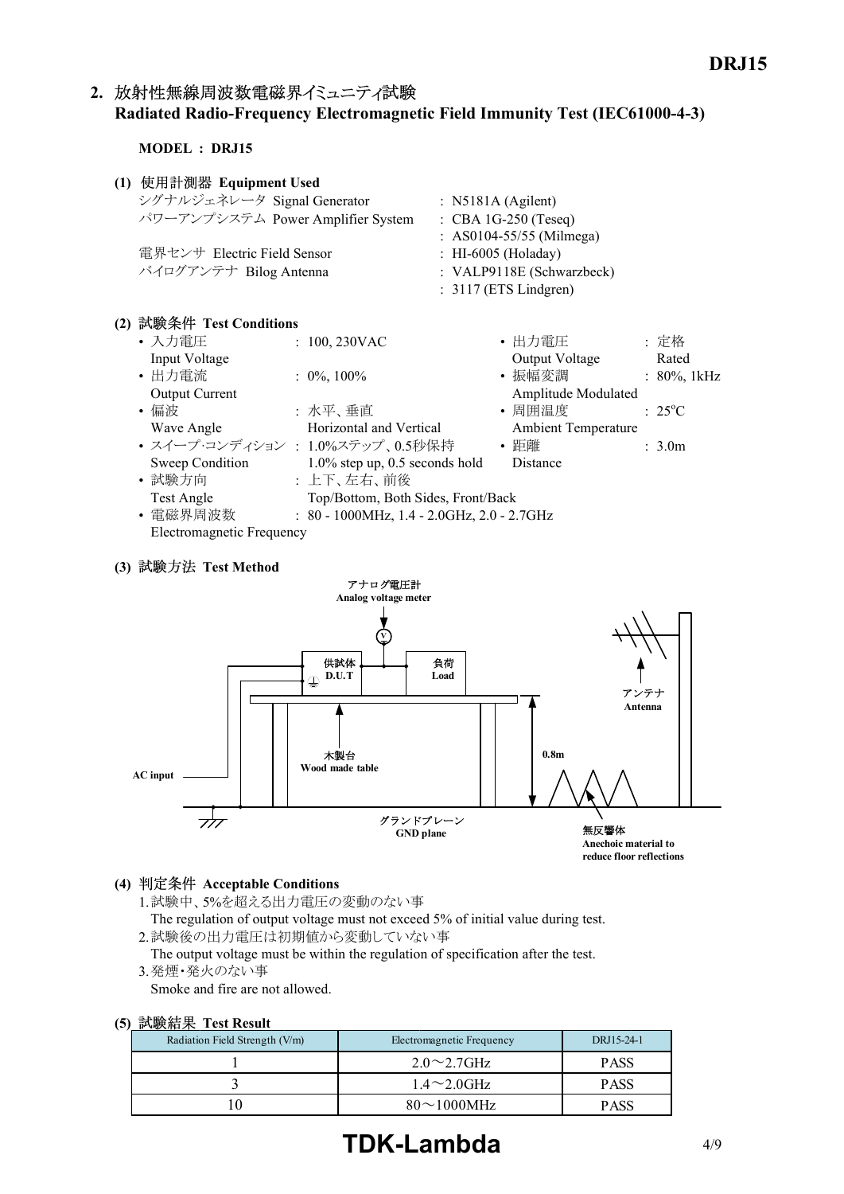## 2. 放射性無線周波数電磁界イミュニティ試験 Radiated Radio-Frequency Electromagnetic Field Immunity Test (IEC61000-4-3)

**MODEL : DRJ15**

**(1) 使用計測器 Equipment Used**

| | |
|---|---|
| シグナルジェネレータ Signal Generator | : N5181A (Agilent) |
| パワーアンプシステム Power Amplifier System | : CBA 1G-250 (Teseq) |
| | : AS0104-55/55 (Milmega) |
| 電界センサ Electric Field Sensor | : HI-6005 (Holaday) |
| バイログアンテナ Bilog Antenna | : VALP9118E (Schwarzbeck) |
| | : 3117 (ETS Lindgren) |

**(2) 試験条件 Test Conditions**

- 入力電圧 Input Voltage : 100, 230VAC
- 出力電圧 Output Voltage : 定格 Rated
- 出力電流 Output Current : 0%, 100%
- 振幅変調 Amplitude Modulated : 80%, 1kHz
- 偏波 Wave Angle : 水平、垂直 Horizontal and Vertical
- 周囲温度 Ambient Temperature : 25°C
- スイープ･コンディション Sweep Condition : 1.0%ステップ、0.5秒保持 1.0% step up, 0.5 seconds hold
- 距離 Distance : 3.0m
- 試験方向 Test Angle : 上下、左右、前後 Top/Bottom, Both Sides, Front/Back
- 電磁界周波数 Electromagnetic Frequency : 80 - 1000MHz, 1.4 - 2.0GHz, 2.0 - 2.7GHz

**(3) 試験方法 Test Method**

アナログ電圧計 Analog voltage meter

供試体 D.U.T　負荷 Load　アンテナ Antenna

木製台 Wood made table　0.8m

AC input　グランドプレーン GND plane　無反響体 Anechoic material to reduce floor reflections

**(4) 判定条件 Acceptable Conditions**

1. 試験中、5%を超える出力電圧の変動のない事
   The regulation of output voltage must not exceed 5% of initial value during test.
2. 試験後の出力電圧は初期値から変動していない事
   The output voltage must be within the regulation of specification after the test.
3. 発煙･発火のない事
   Smoke and fire are not allowed.

**(5) 試験結果 Test Result**

| Radiation Field Strength (V/m) | Electromagnetic Frequency | DRJ15-24-1 |
|---|---|---|
| 1 | 2.0～2.7GHz | PASS |
| 3 | 1.4～2.0GHz | PASS |
| 10 | 80～1000MHz | PASS |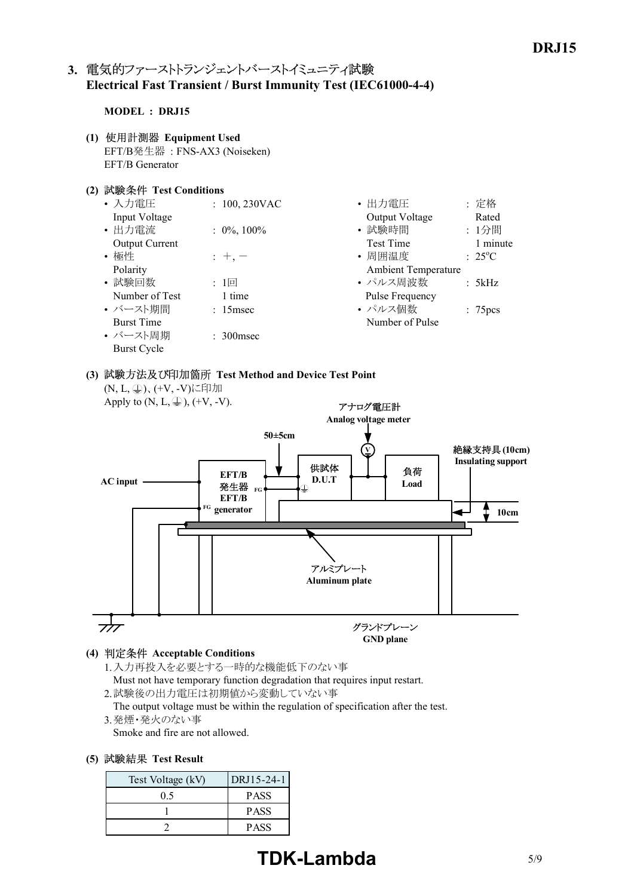## 3. 電気的ファーストトランジェントバーストイミュニティ試験 Electrical Fast Transient / Burst Immunity Test (IEC61000-4-4)

**MODEL : DRJ15**

**(1) 使用計測器 Equipment Used**

EFT/B発生器 : FNS-AX3 (Noiseken)
EFT/B Generator

**(2) 試験条件 Test Conditions**

- 入力電圧 Input Voltage : 100, 230VAC
- 出力電流 Output Current : 0%, 100%
- 極性 Polarity : ＋, －
- 試験回数 Number of Test : 1回 1 time
- バースト期間 Burst Time : 15msec
- バースト周期 Burst Cycle : 300msec
- 出力電圧 Output Voltage : 定格 Rated
- 試験時間 Test Time : 1分間 1 minute
- 周囲温度 Ambient Temperature : 25°C
- パルス周波数 Pulse Frequency : 5kHz
- パルス個数 Number of Pulse : 75pcs

**(3) 試験方法及び印加箇所 Test Method and Device Test Point**

(N, L, ⏚)、(+V, -V)に印加
Apply to (N, L, ⏚), (+V, -V).

アナログ電圧計 Analog voltage meter
50±5cm
絶縁支持具 (10cm) Insulating support
AC input
EFT/B 発生器 EFT/B generator
FG
供試体 D.U.T
負荷 Load
10cm
アルミプレート Aluminum plate
グランドプレーン GND plane

**(4) 判定条件 Acceptable Conditions**

1. 入力再投入を必要とする一時的な機能低下のない事
   Must not have temporary function degradation that requires input restart.
2. 試験後の出力電圧は初期値から変動していない事
   The output voltage must be within the regulation of specification after the test.
3. 発煙・発火のない事
   Smoke and fire are not allowed.

**(5) 試験結果 Test Result**

| Test Voltage (kV) | DRJ15-24-1 |
|---|---|
| 0.5 | PASS |
| 1 | PASS |
| 2 | PASS |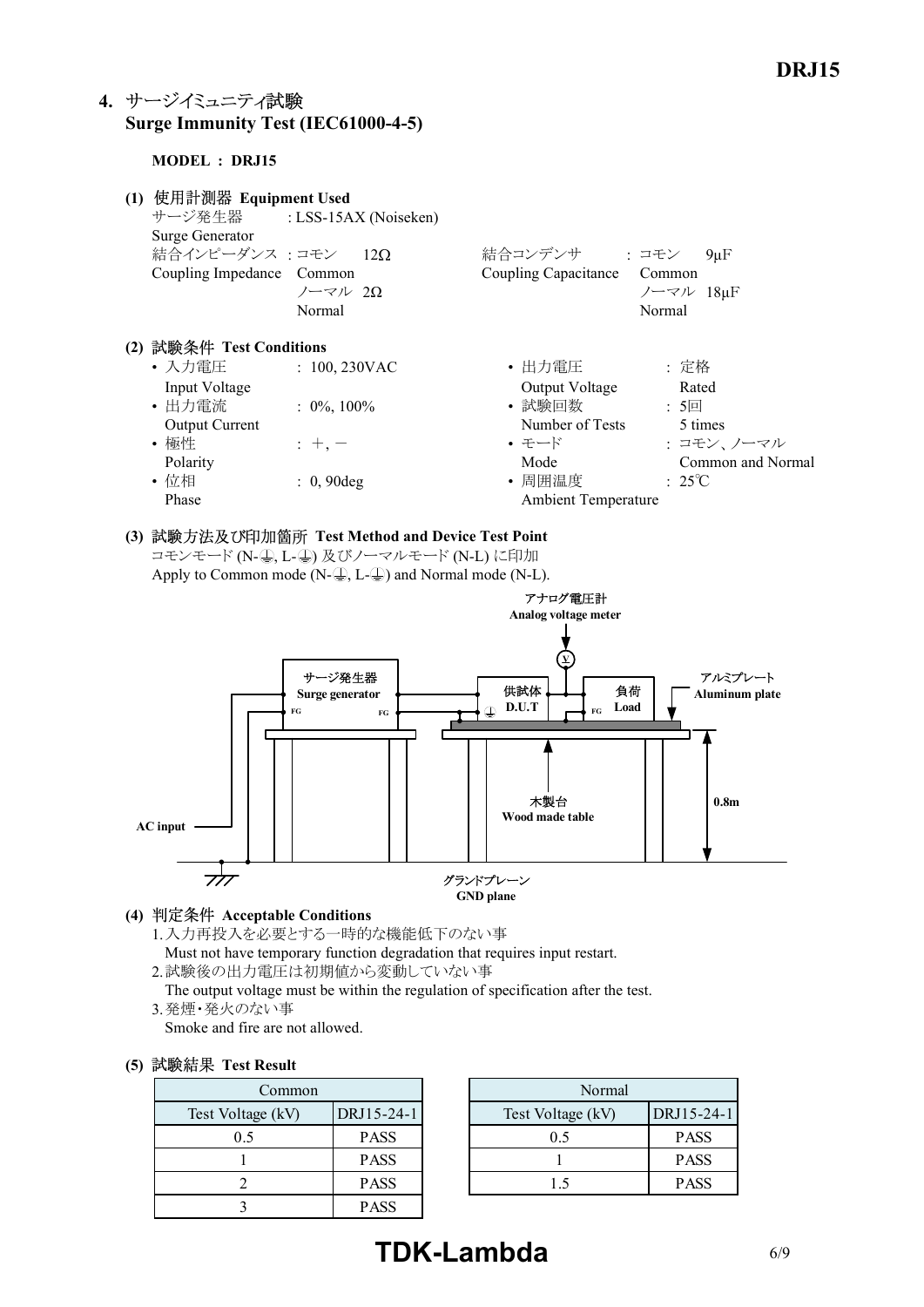## 4. サージイミュニティ試験 Surge Immunity Test (IEC61000-4-5)

**MODEL : DRJ15**

**(1) 使用計測器 Equipment Used**

サージ発生器 Surge Generator : LSS-15AX (Noiseken)

結合インピーダンス Coupling Impedance : コモン Common 12Ω, ノーマル Normal 2Ω

結合コンデンサ Coupling Capacitance : コモン Common 9μF, ノーマル Normal 18μF

**(2) 試験条件 Test Conditions**

- 入力電圧 Input Voltage : 100, 230VAC
- 出力電流 Output Current : 0%, 100%
- 極性 Polarity : ＋, －
- 位相 Phase : 0, 90deg
- 出力電圧 Output Voltage : 定格 Rated
- 試験回数 Number of Tests : 5回 5 times
- モード Mode : コモン、ノーマル Common and Normal
- 周囲温度 Ambient Temperature : 25℃

**(3) 試験方法及び印加箇所 Test Method and Device Test Point**

コモンモード (N-⏚, L-⏚) 及びノーマルモード (N-L) に印加

Apply to Common mode (N-⏚, L-⏚) and Normal mode (N-L).

アナログ電圧計 Analog voltage meter

サージ発生器 Surge generator

供試体 D.U.T

負荷 Load

アルミプレート Aluminum plate

木製台 Wood made table

0.8m

AC input

グランドプレーン GND plane

**(4) 判定条件 Acceptable Conditions**

1. 入力再投入を必要とする一時的な機能低下のない事
   Must not have temporary function degradation that requires input restart.
2. 試験後の出力電圧は初期値から変動していない事
   The output voltage must be within the regulation of specification after the test.
3. 発煙・発火のない事
   Smoke and fire are not allowed.

**(5) 試験結果 Test Result**

| Common | |
|---|---|
| Test Voltage (kV) | DRJ15-24-1 |
| 0.5 | PASS |
| 1 | PASS |
| 2 | PASS |
| 3 | PASS |

| Normal | |
|---|---|
| Test Voltage (kV) | DRJ15-24-1 |
| 0.5 | PASS |
| 1 | PASS |
| 1.5 | PASS |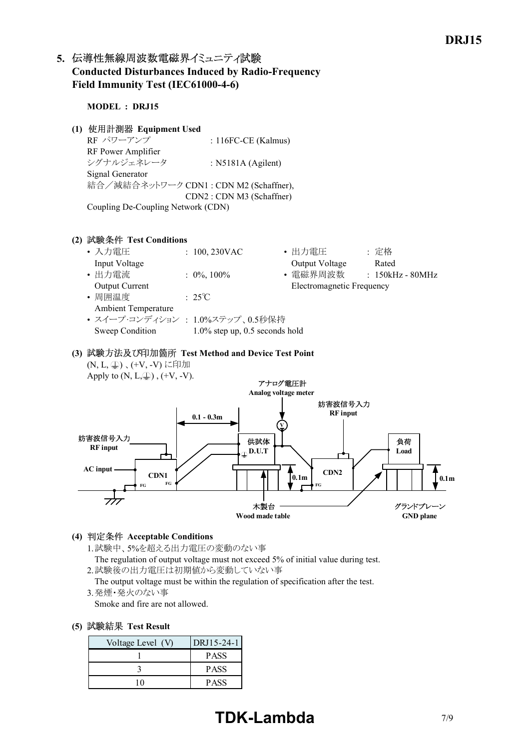## 5. 伝導性無線周波数電磁界イミュニティ試験 Conducted Disturbances Induced by Radio-Frequency Field Immunity Test (IEC61000-4-6)

**MODEL : DRJ15**

### (1) 使用計測器 Equipment Used

RF パワーアンプ : 116FC-CE (Kalmus)
RF Power Amplifier
シグナルジェネレータ : N5181A (Agilent)
Signal Generator
結合／減結合ネットワーク CDN1 : CDN M2 (Schaffner),
CDN2 : CDN M3 (Schaffner)
Coupling De-Coupling Network (CDN)

### (2) 試験条件 Test Conditions

- 入力電圧 Input Voltage : 100, 230VAC
- 出力電圧 Output Voltage : 定格 Rated
- 出力電流 Output Current : 0%, 100%
- 電磁界周波数 Electromagnetic Frequency : 150kHz - 80MHz
- 周囲温度 Ambient Temperature : 25℃
- スイープ･コンディション Sweep Condition : 1.0%ステップ、0.5秒保持 1.0% step up, 0.5 seconds hold

### (3) 試験方法及び印加箇所 Test Method and Device Test Point

(N, L, ⏚) 、(+V, -V) に印加
Apply to (N, L,⏚) , (+V, -V).

アナログ電圧計 Analog voltage meter
妨害波信号入力 RF input
0.1 - 0.3m
妨害波信号入力 RF input
供試体 D.U.T
負荷 Load
AC input
CDN1
CDN2
FG
0.1m
0.1m
木製台 Wood made table
グランドプレーン GND plane

### (4) 判定条件 Acceptable Conditions

1. 試験中、5%を超える出力電圧の変動のない事
   The regulation of output voltage must not exceed 5% of initial value during test.
2. 試験後の出力電圧は初期値から変動していない事
   The output voltage must be within the regulation of specification after the test.
3. 発煙・発火のない事
   Smoke and fire are not allowed.

### (5) 試験結果 Test Result

| Voltage Level (V) | DRJ15-24-1 |
|---|---|
| 1 | PASS |
| 3 | PASS |
| 10 | PASS |

**TDK-Lambda**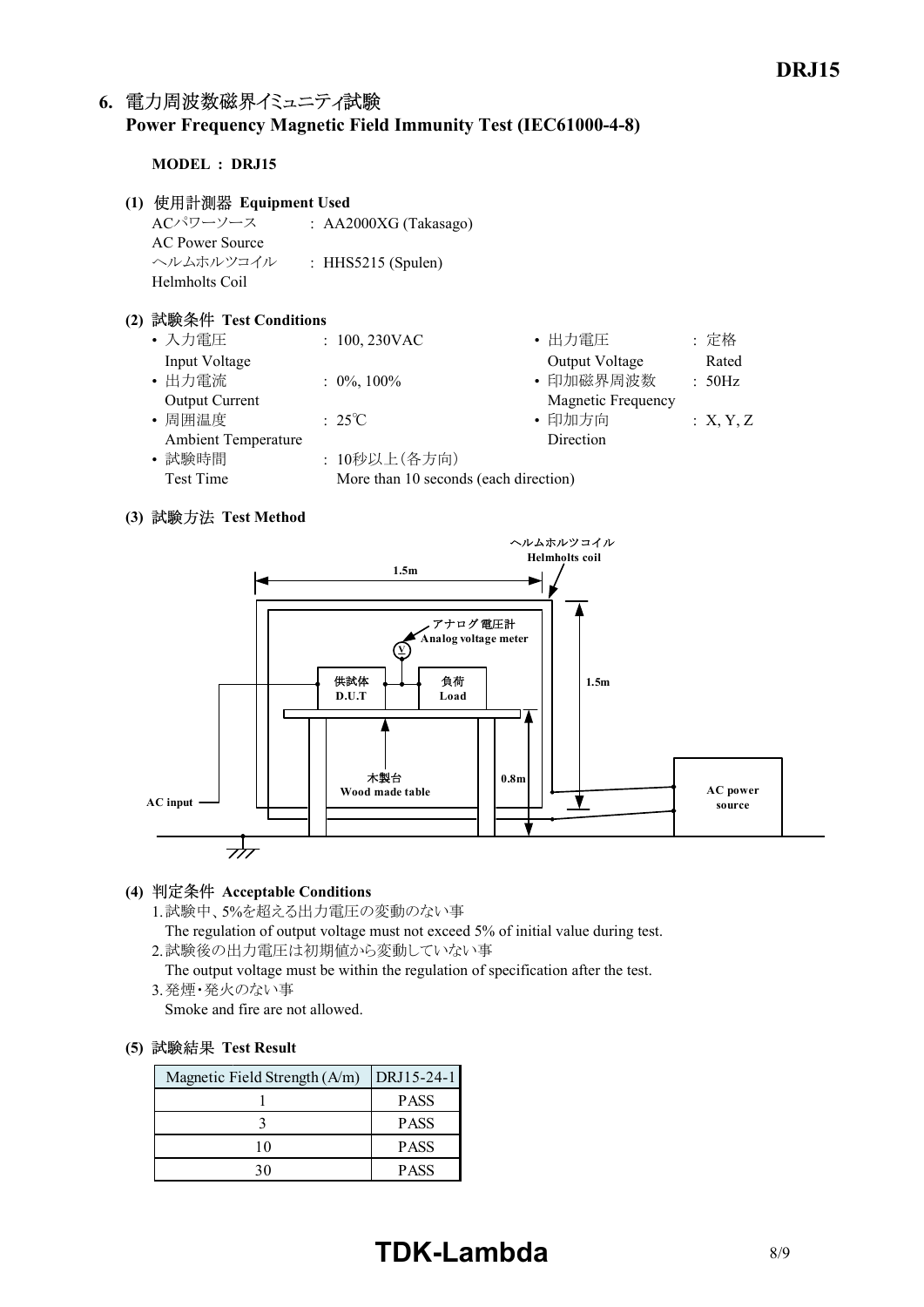## 6. 電力周波数磁界イミュニティ試験
## Power Frequency Magnetic Field Immunity Test (IEC61000-4-8)

**MODEL : DRJ15**

**(1) 使用計測器 Equipment Used**

ACパワーソース AC Power Source : AA2000XG (Takasago)
ヘルムホルツコイル Helmholts Coil : HHS5215 (Spulen)

**(2) 試験条件 Test Conditions**

- 入力電圧 Input Voltage : 100, 230VAC
- 出力電流 Output Current : 0%, 100%
- 周囲温度 Ambient Temperature : 25℃
- 試験時間 Test Time : 10秒以上(各方向) More than 10 seconds (each direction)
- 出力電圧 Output Voltage : 定格 Rated
- 印加磁界周波数 Magnetic Frequency : 50Hz
- 印加方向 Direction : X, Y, Z

**(3) 試験方法 Test Method**

ヘルムホルツコイル Helmholts coil
1.5m
1.5m
アナログ電圧計 Analog voltage meter
供試体 D.U.T
負荷 Load
木製台 Wood made table
0.8m
AC input
AC power source

**(4) 判定条件 Acceptable Conditions**

1. 試験中、5%を超える出力電圧の変動のない事
   The regulation of output voltage must not exceed 5% of initial value during test.
2. 試験後の出力電圧は初期値から変動していない事
   The output voltage must be within the regulation of specification after the test.
3. 発煙・発火のない事
   Smoke and fire are not allowed.

**(5) 試験結果 Test Result**

| Magnetic Field Strength (A/m) | DRJ15-24-1 |
|---|---|
| 1 | PASS |
| 3 | PASS |
| 10 | PASS |
| 30 | PASS |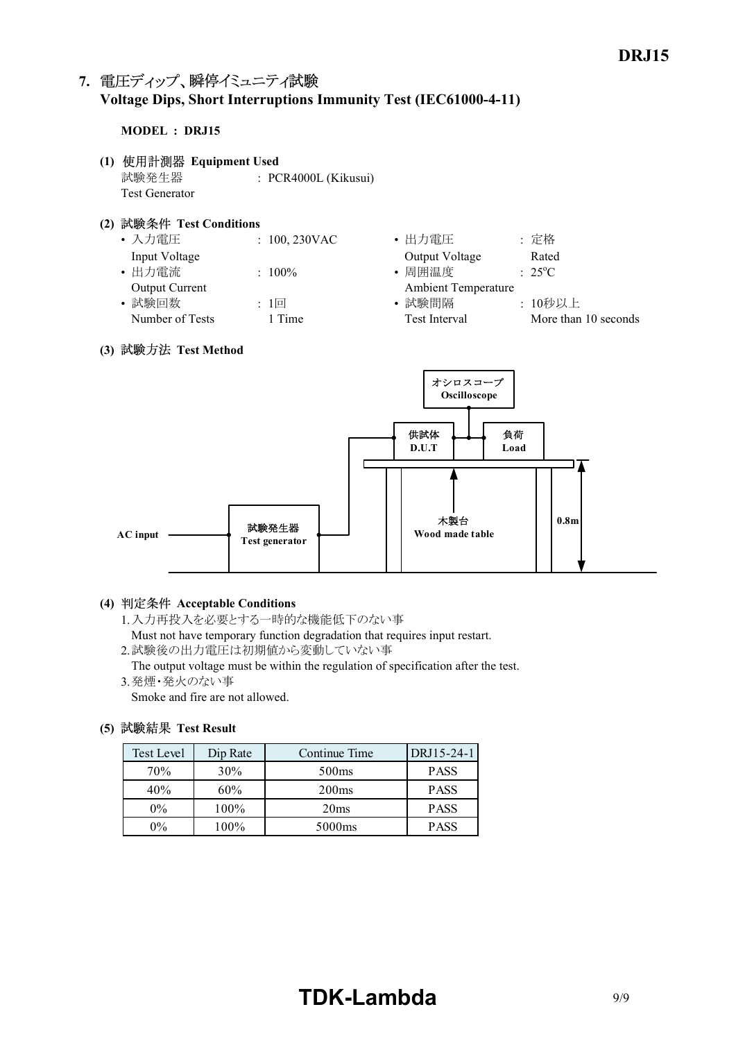## 7. 電圧ディップ、瞬停イミュニティ試験
## Voltage Dips, Short Interruptions Immunity Test (IEC61000-4-11)

**MODEL : DRJ15**

**(1) 使用計測器 Equipment Used**

試験発生器 Test Generator : PCR4000L (Kikusui)

**(2) 試験条件 Test Conditions**

- 入力電圧 Input Voltage : 100, 230VAC
- 出力電流 Output Current : 100%
- 試験回数 Number of Tests : 1回 1 Time
- 出力電圧 Output Voltage : 定格 Rated
- 周囲温度 Ambient Temperature : 25°C
- 試験間隔 Test Interval : 10秒以上 More than 10 seconds

**(3) 試験方法 Test Method**

オシロスコープ Oscilloscope

供試体 D.U.T

負荷 Load

AC input

試験発生器 Test generator

木製台 Wood made table

0.8m

**(4) 判定条件 Acceptable Conditions**

1. 入力再投入を必要とする一時的な機能低下のない事
   Must not have temporary function degradation that requires input restart.
2. 試験後の出力電圧は初期値から変動していない事
   The output voltage must be within the regulation of specification after the test.
3. 発煙・発火のない事
   Smoke and fire are not allowed.

**(5) 試験結果 Test Result**

| Test Level | Dip Rate | Continue Time | DRJ15-24-1 |
|---|---|---|---|
| 70% | 30% | 500ms | PASS |
| 40% | 60% | 200ms | PASS |
| 0% | 100% | 20ms | PASS |
| 0% | 100% | 5000ms | PASS |